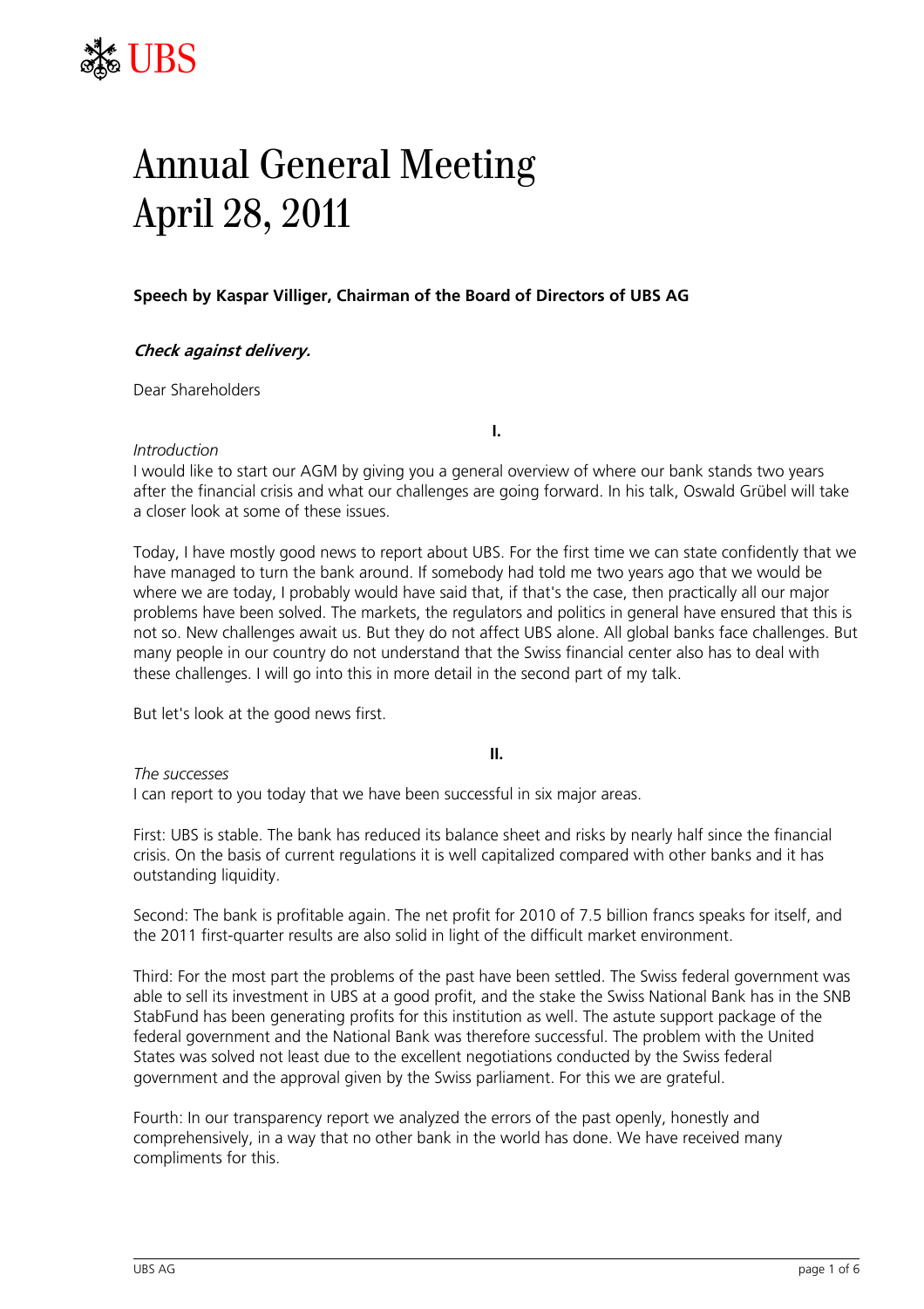# Annual General Meeting
# April 28, 2011

**Speech by Kaspar Villiger, Chairman of the Board of Directors of UBS AG**

***Check against delivery.***

Dear Shareholders

## I.

*Introduction*

I would like to start our AGM by giving you a general overview of where our bank stands two years after the financial crisis and what our challenges are going forward. In his talk, Oswald Grübel will take a closer look at some of these issues.

Today, I have mostly good news to report about UBS. For the first time we can state confidently that we have managed to turn the bank around. If somebody had told me two years ago that we would be where we are today, I probably would have said that, if that's the case, then practically all our major problems have been solved. The markets, the regulators and politics in general have ensured that this is not so. New challenges await us. But they do not affect UBS alone. All global banks face challenges. But many people in our country do not understand that the Swiss financial center also has to deal with these challenges. I will go into this in more detail in the second part of my talk.

But let's look at the good news first.

## II.

*The successes*

I can report to you today that we have been successful in six major areas.

First: UBS is stable. The bank has reduced its balance sheet and risks by nearly half since the financial crisis. On the basis of current regulations it is well capitalized compared with other banks and it has outstanding liquidity.

Second: The bank is profitable again. The net profit for 2010 of 7.5 billion francs speaks for itself, and the 2011 first-quarter results are also solid in light of the difficult market environment.

Third: For the most part the problems of the past have been settled. The Swiss federal government was able to sell its investment in UBS at a good profit, and the stake the Swiss National Bank has in the SNB StabFund has been generating profits for this institution as well. The astute support package of the federal government and the National Bank was therefore successful. The problem with the United States was solved not least due to the excellent negotiations conducted by the Swiss federal government and the approval given by the Swiss parliament. For this we are grateful.

Fourth: In our transparency report we analyzed the errors of the past openly, honestly and comprehensively, in a way that no other bank in the world has done. We have received many compliments for this.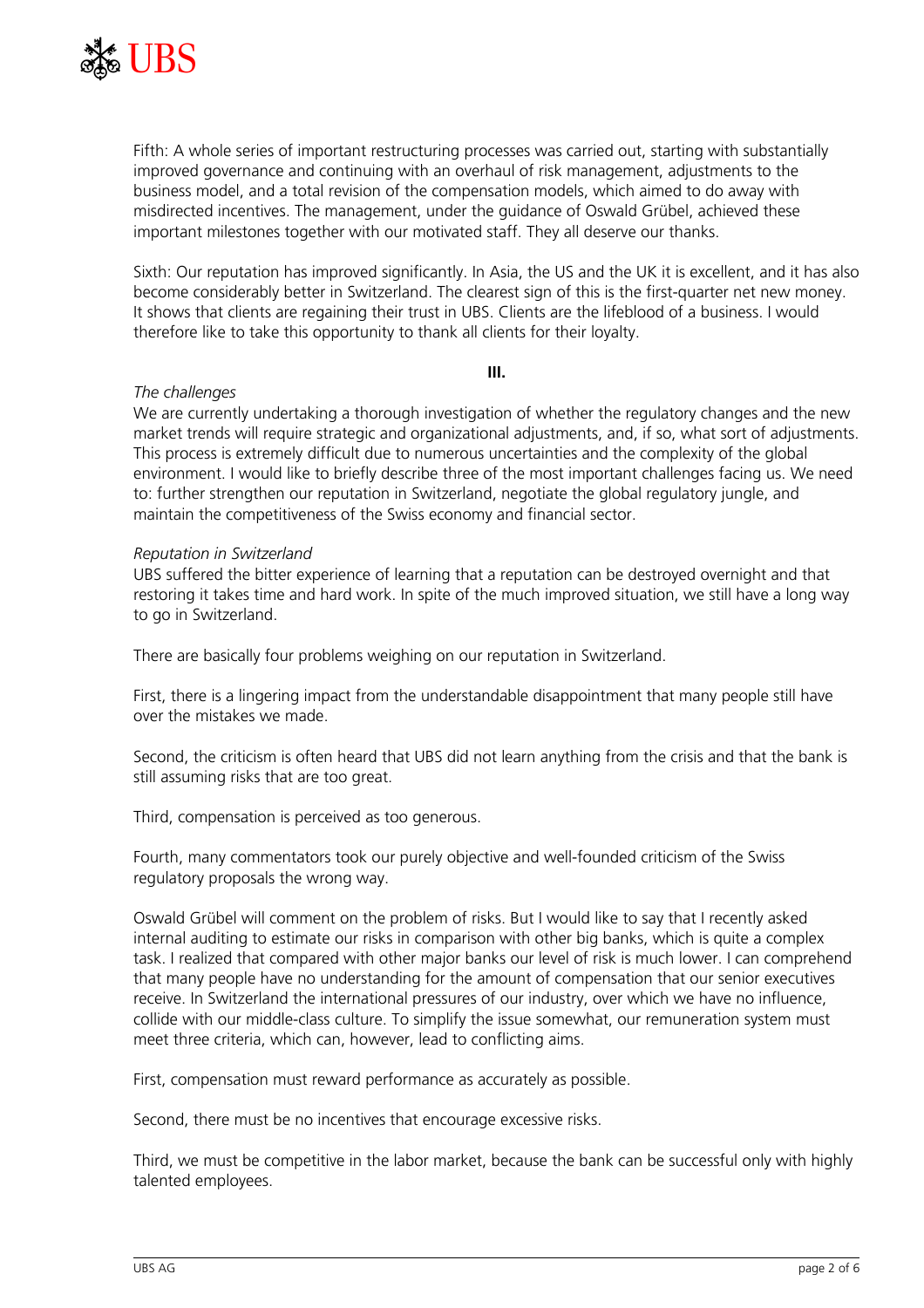Fifth: A whole series of important restructuring processes was carried out, starting with substantially improved governance and continuing with an overhaul of risk management, adjustments to the business model, and a total revision of the compensation models, which aimed to do away with misdirected incentives. The management, under the guidance of Oswald Grübel, achieved these important milestones together with our motivated staff. They all deserve our thanks.

Sixth: Our reputation has improved significantly. In Asia, the US and the UK it is excellent, and it has also become considerably better in Switzerland. The clearest sign of this is the first-quarter net new money. It shows that clients are regaining their trust in UBS. Clients are the lifeblood of a business. I would therefore like to take this opportunity to thank all clients for their loyalty.

**III.**

*The challenges*

We are currently undertaking a thorough investigation of whether the regulatory changes and the new market trends will require strategic and organizational adjustments, and, if so, what sort of adjustments. This process is extremely difficult due to numerous uncertainties and the complexity of the global environment. I would like to briefly describe three of the most important challenges facing us. We need to: further strengthen our reputation in Switzerland, negotiate the global regulatory jungle, and maintain the competitiveness of the Swiss economy and financial sector.

*Reputation in Switzerland*

UBS suffered the bitter experience of learning that a reputation can be destroyed overnight and that restoring it takes time and hard work. In spite of the much improved situation, we still have a long way to go in Switzerland.

There are basically four problems weighing on our reputation in Switzerland.

First, there is a lingering impact from the understandable disappointment that many people still have over the mistakes we made.

Second, the criticism is often heard that UBS did not learn anything from the crisis and that the bank is still assuming risks that are too great.

Third, compensation is perceived as too generous.

Fourth, many commentators took our purely objective and well-founded criticism of the Swiss regulatory proposals the wrong way.

Oswald Grübel will comment on the problem of risks. But I would like to say that I recently asked internal auditing to estimate our risks in comparison with other big banks, which is quite a complex task. I realized that compared with other major banks our level of risk is much lower. I can comprehend that many people have no understanding for the amount of compensation that our senior executives receive. In Switzerland the international pressures of our industry, over which we have no influence, collide with our middle-class culture. To simplify the issue somewhat, our remuneration system must meet three criteria, which can, however, lead to conflicting aims.

First, compensation must reward performance as accurately as possible.

Second, there must be no incentives that encourage excessive risks.

Third, we must be competitive in the labor market, because the bank can be successful only with highly talented employees.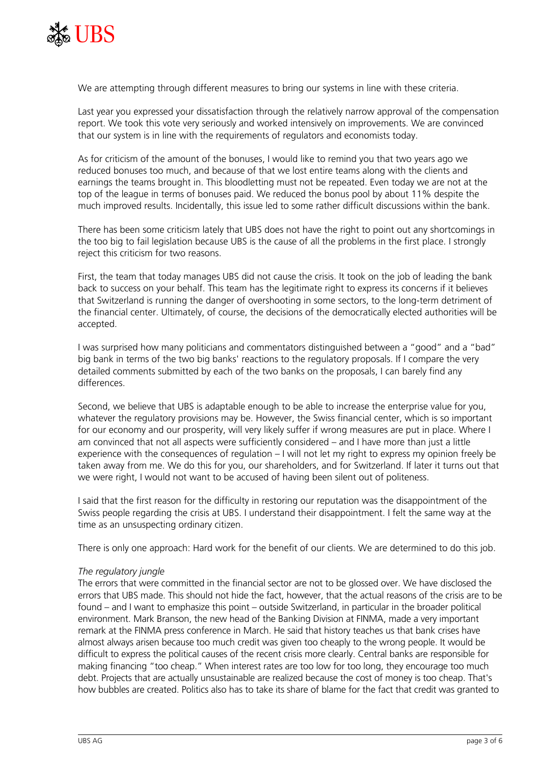We are attempting through different measures to bring our systems in line with these criteria.

Last year you expressed your dissatisfaction through the relatively narrow approval of the compensation report. We took this vote very seriously and worked intensively on improvements. We are convinced that our system is in line with the requirements of regulators and economists today.

As for criticism of the amount of the bonuses, I would like to remind you that two years ago we reduced bonuses too much, and because of that we lost entire teams along with the clients and earnings the teams brought in. This bloodletting must not be repeated. Even today we are not at the top of the league in terms of bonuses paid. We reduced the bonus pool by about 11% despite the much improved results. Incidentally, this issue led to some rather difficult discussions within the bank.

There has been some criticism lately that UBS does not have the right to point out any shortcomings in the too big to fail legislation because UBS is the cause of all the problems in the first place. I strongly reject this criticism for two reasons.

First, the team that today manages UBS did not cause the crisis. It took on the job of leading the bank back to success on your behalf. This team has the legitimate right to express its concerns if it believes that Switzerland is running the danger of overshooting in some sectors, to the long-term detriment of the financial center. Ultimately, of course, the decisions of the democratically elected authorities will be accepted.

I was surprised how many politicians and commentators distinguished between a "good" and a "bad" big bank in terms of the two big banks' reactions to the regulatory proposals. If I compare the very detailed comments submitted by each of the two banks on the proposals, I can barely find any differences.

Second, we believe that UBS is adaptable enough to be able to increase the enterprise value for you, whatever the regulatory provisions may be. However, the Swiss financial center, which is so important for our economy and our prosperity, will very likely suffer if wrong measures are put in place. Where I am convinced that not all aspects were sufficiently considered – and I have more than just a little experience with the consequences of regulation – I will not let my right to express my opinion freely be taken away from me. We do this for you, our shareholders, and for Switzerland. If later it turns out that we were right, I would not want to be accused of having been silent out of politeness.

I said that the first reason for the difficulty in restoring our reputation was the disappointment of the Swiss people regarding the crisis at UBS. I understand their disappointment. I felt the same way at the time as an unsuspecting ordinary citizen.

There is only one approach: Hard work for the benefit of our clients. We are determined to do this job.

*The regulatory jungle*

The errors that were committed in the financial sector are not to be glossed over. We have disclosed the errors that UBS made. This should not hide the fact, however, that the actual reasons of the crisis are to be found – and I want to emphasize this point – outside Switzerland, in particular in the broader political environment. Mark Branson, the new head of the Banking Division at FINMA, made a very important remark at the FINMA press conference in March. He said that history teaches us that bank crises have almost always arisen because too much credit was given too cheaply to the wrong people. It would be difficult to express the political causes of the recent crisis more clearly. Central banks are responsible for making financing "too cheap." When interest rates are too low for too long, they encourage too much debt. Projects that are actually unsustainable are realized because the cost of money is too cheap. That's how bubbles are created. Politics also has to take its share of blame for the fact that credit was granted to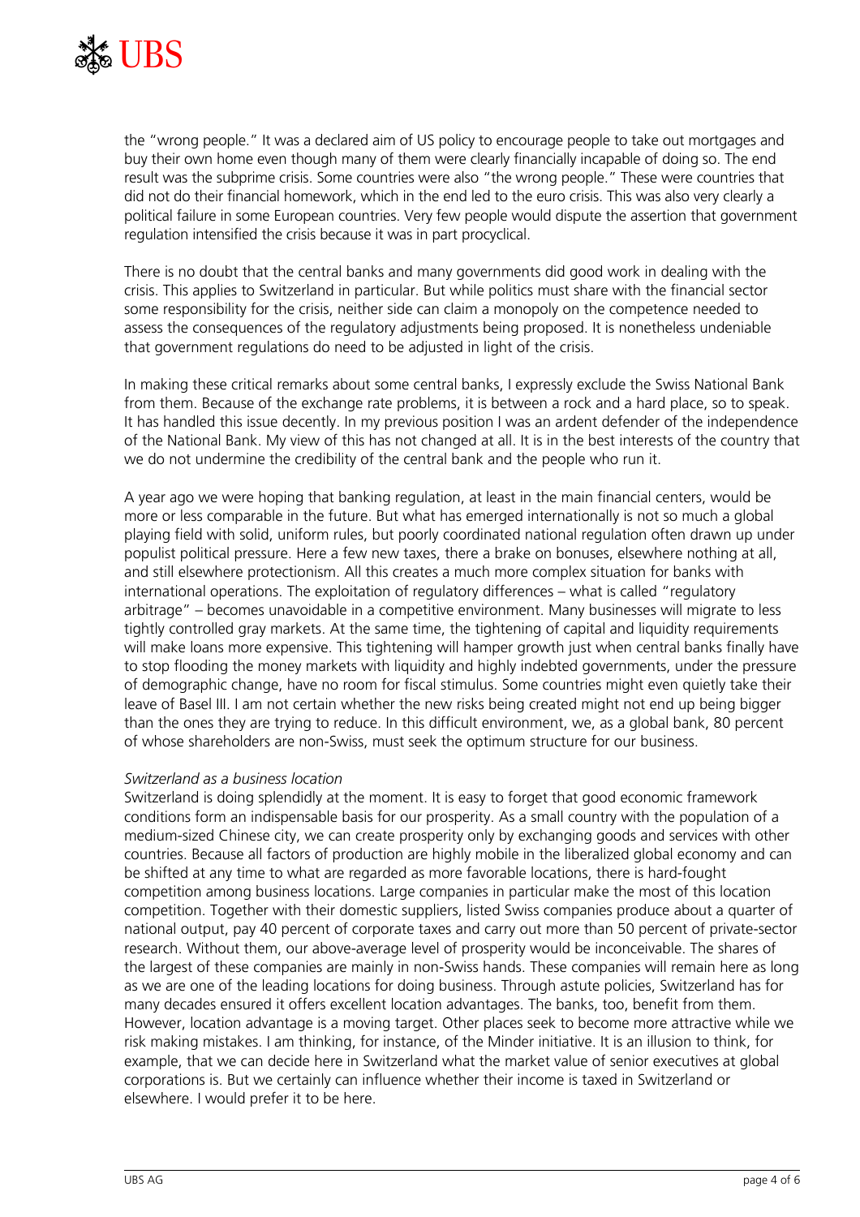the "wrong people." It was a declared aim of US policy to encourage people to take out mortgages and buy their own home even though many of them were clearly financially incapable of doing so. The end result was the subprime crisis. Some countries were also "the wrong people." These were countries that did not do their financial homework, which in the end led to the euro crisis. This was also very clearly a political failure in some European countries. Very few people would dispute the assertion that government regulation intensified the crisis because it was in part procyclical.

There is no doubt that the central banks and many governments did good work in dealing with the crisis. This applies to Switzerland in particular. But while politics must share with the financial sector some responsibility for the crisis, neither side can claim a monopoly on the competence needed to assess the consequences of the regulatory adjustments being proposed. It is nonetheless undeniable that government regulations do need to be adjusted in light of the crisis.

In making these critical remarks about some central banks, I expressly exclude the Swiss National Bank from them. Because of the exchange rate problems, it is between a rock and a hard place, so to speak. It has handled this issue decently. In my previous position I was an ardent defender of the independence of the National Bank. My view of this has not changed at all. It is in the best interests of the country that we do not undermine the credibility of the central bank and the people who run it.

A year ago we were hoping that banking regulation, at least in the main financial centers, would be more or less comparable in the future. But what has emerged internationally is not so much a global playing field with solid, uniform rules, but poorly coordinated national regulation often drawn up under populist political pressure. Here a few new taxes, there a brake on bonuses, elsewhere nothing at all, and still elsewhere protectionism. All this creates a much more complex situation for banks with international operations. The exploitation of regulatory differences – what is called "regulatory arbitrage" – becomes unavoidable in a competitive environment. Many businesses will migrate to less tightly controlled gray markets. At the same time, the tightening of capital and liquidity requirements will make loans more expensive. This tightening will hamper growth just when central banks finally have to stop flooding the money markets with liquidity and highly indebted governments, under the pressure of demographic change, have no room for fiscal stimulus. Some countries might even quietly take their leave of Basel III. I am not certain whether the new risks being created might not end up being bigger than the ones they are trying to reduce. In this difficult environment, we, as a global bank, 80 percent of whose shareholders are non-Swiss, must seek the optimum structure for our business.

*Switzerland as a business location*

Switzerland is doing splendidly at the moment. It is easy to forget that good economic framework conditions form an indispensable basis for our prosperity. As a small country with the population of a medium-sized Chinese city, we can create prosperity only by exchanging goods and services with other countries. Because all factors of production are highly mobile in the liberalized global economy and can be shifted at any time to what are regarded as more favorable locations, there is hard-fought competition among business locations. Large companies in particular make the most of this location competition. Together with their domestic suppliers, listed Swiss companies produce about a quarter of national output, pay 40 percent of corporate taxes and carry out more than 50 percent of private-sector research. Without them, our above-average level of prosperity would be inconceivable. The shares of the largest of these companies are mainly in non-Swiss hands. These companies will remain here as long as we are one of the leading locations for doing business. Through astute policies, Switzerland has for many decades ensured it offers excellent location advantages. The banks, too, benefit from them. However, location advantage is a moving target. Other places seek to become more attractive while we risk making mistakes. I am thinking, for instance, of the Minder initiative. It is an illusion to think, for example, that we can decide here in Switzerland what the market value of senior executives at global corporations is. But we certainly can influence whether their income is taxed in Switzerland or elsewhere. I would prefer it to be here.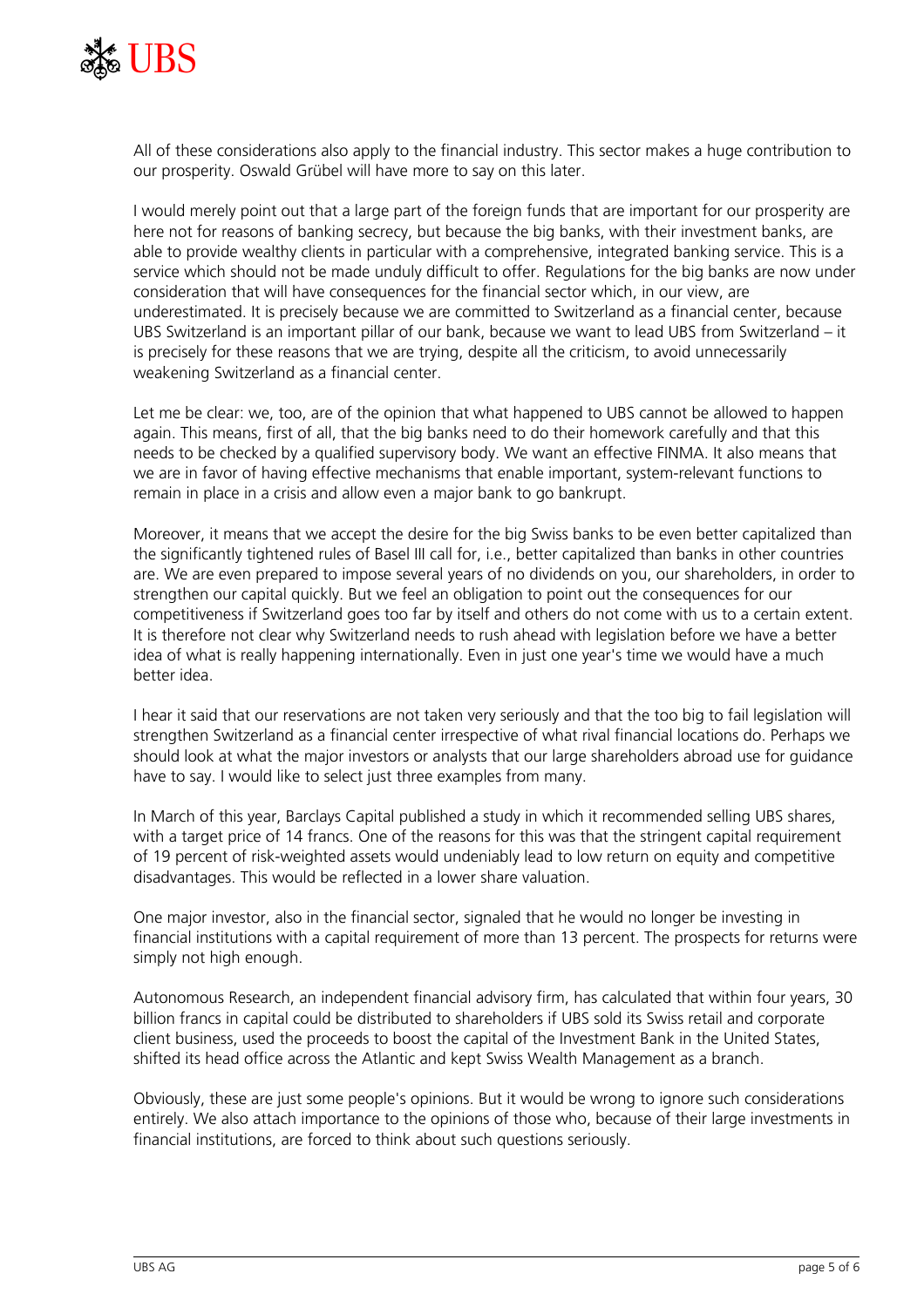All of these considerations also apply to the financial industry. This sector makes a huge contribution to our prosperity. Oswald Grübel will have more to say on this later.

I would merely point out that a large part of the foreign funds that are important for our prosperity are here not for reasons of banking secrecy, but because the big banks, with their investment banks, are able to provide wealthy clients in particular with a comprehensive, integrated banking service. This is a service which should not be made unduly difficult to offer. Regulations for the big banks are now under consideration that will have consequences for the financial sector which, in our view, are underestimated. It is precisely because we are committed to Switzerland as a financial center, because UBS Switzerland is an important pillar of our bank, because we want to lead UBS from Switzerland – it is precisely for these reasons that we are trying, despite all the criticism, to avoid unnecessarily weakening Switzerland as a financial center.

Let me be clear: we, too, are of the opinion that what happened to UBS cannot be allowed to happen again. This means, first of all, that the big banks need to do their homework carefully and that this needs to be checked by a qualified supervisory body. We want an effective FINMA. It also means that we are in favor of having effective mechanisms that enable important, system-relevant functions to remain in place in a crisis and allow even a major bank to go bankrupt.

Moreover, it means that we accept the desire for the big Swiss banks to be even better capitalized than the significantly tightened rules of Basel III call for, i.e., better capitalized than banks in other countries are. We are even prepared to impose several years of no dividends on you, our shareholders, in order to strengthen our capital quickly. But we feel an obligation to point out the consequences for our competitiveness if Switzerland goes too far by itself and others do not come with us to a certain extent. It is therefore not clear why Switzerland needs to rush ahead with legislation before we have a better idea of what is really happening internationally. Even in just one year's time we would have a much better idea.

I hear it said that our reservations are not taken very seriously and that the too big to fail legislation will strengthen Switzerland as a financial center irrespective of what rival financial locations do. Perhaps we should look at what the major investors or analysts that our large shareholders abroad use for guidance have to say. I would like to select just three examples from many.

In March of this year, Barclays Capital published a study in which it recommended selling UBS shares, with a target price of 14 francs. One of the reasons for this was that the stringent capital requirement of 19 percent of risk-weighted assets would undeniably lead to low return on equity and competitive disadvantages. This would be reflected in a lower share valuation.

One major investor, also in the financial sector, signaled that he would no longer be investing in financial institutions with a capital requirement of more than 13 percent. The prospects for returns were simply not high enough.

Autonomous Research, an independent financial advisory firm, has calculated that within four years, 30 billion francs in capital could be distributed to shareholders if UBS sold its Swiss retail and corporate client business, used the proceeds to boost the capital of the Investment Bank in the United States, shifted its head office across the Atlantic and kept Swiss Wealth Management as a branch.

Obviously, these are just some people's opinions. But it would be wrong to ignore such considerations entirely. We also attach importance to the opinions of those who, because of their large investments in financial institutions, are forced to think about such questions seriously.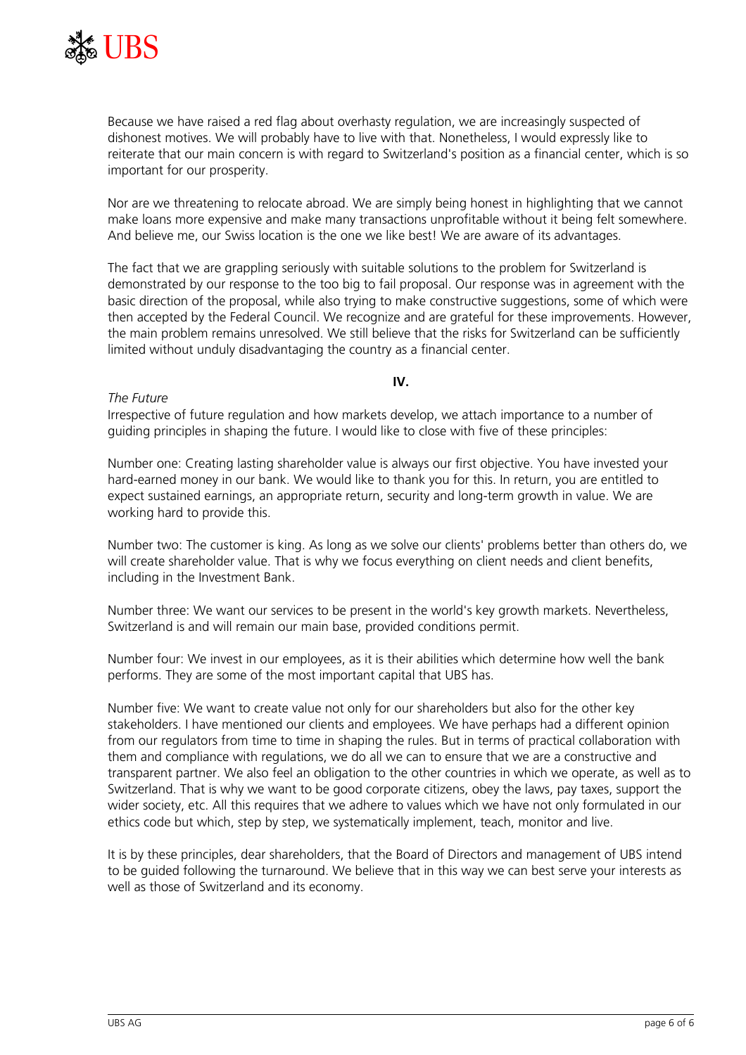Because we have raised a red flag about overhasty regulation, we are increasingly suspected of dishonest motives. We will probably have to live with that. Nonetheless, I would expressly like to reiterate that our main concern is with regard to Switzerland's position as a financial center, which is so important for our prosperity.

Nor are we threatening to relocate abroad. We are simply being honest in highlighting that we cannot make loans more expensive and make many transactions unprofitable without it being felt somewhere. And believe me, our Swiss location is the one we like best! We are aware of its advantages.

The fact that we are grappling seriously with suitable solutions to the problem for Switzerland is demonstrated by our response to the too big to fail proposal. Our response was in agreement with the basic direction of the proposal, while also trying to make constructive suggestions, some of which were then accepted by the Federal Council. We recognize and are grateful for these improvements. However, the main problem remains unresolved. We still believe that the risks for Switzerland can be sufficiently limited without unduly disadvantaging the country as a financial center.

## IV.

*The Future*

Irrespective of future regulation and how markets develop, we attach importance to a number of guiding principles in shaping the future. I would like to close with five of these principles:

Number one: Creating lasting shareholder value is always our first objective. You have invested your hard-earned money in our bank. We would like to thank you for this. In return, you are entitled to expect sustained earnings, an appropriate return, security and long-term growth in value. We are working hard to provide this.

Number two: The customer is king. As long as we solve our clients' problems better than others do, we will create shareholder value. That is why we focus everything on client needs and client benefits, including in the Investment Bank.

Number three: We want our services to be present in the world's key growth markets. Nevertheless, Switzerland is and will remain our main base, provided conditions permit.

Number four: We invest in our employees, as it is their abilities which determine how well the bank performs. They are some of the most important capital that UBS has.

Number five: We want to create value not only for our shareholders but also for the other key stakeholders. I have mentioned our clients and employees. We have perhaps had a different opinion from our regulators from time to time in shaping the rules. But in terms of practical collaboration with them and compliance with regulations, we do all we can to ensure that we are a constructive and transparent partner. We also feel an obligation to the other countries in which we operate, as well as to Switzerland. That is why we want to be good corporate citizens, obey the laws, pay taxes, support the wider society, etc. All this requires that we adhere to values which we have not only formulated in our ethics code but which, step by step, we systematically implement, teach, monitor and live.

It is by these principles, dear shareholders, that the Board of Directors and management of UBS intend to be guided following the turnaround. We believe that in this way we can best serve your interests as well as those of Switzerland and its economy.